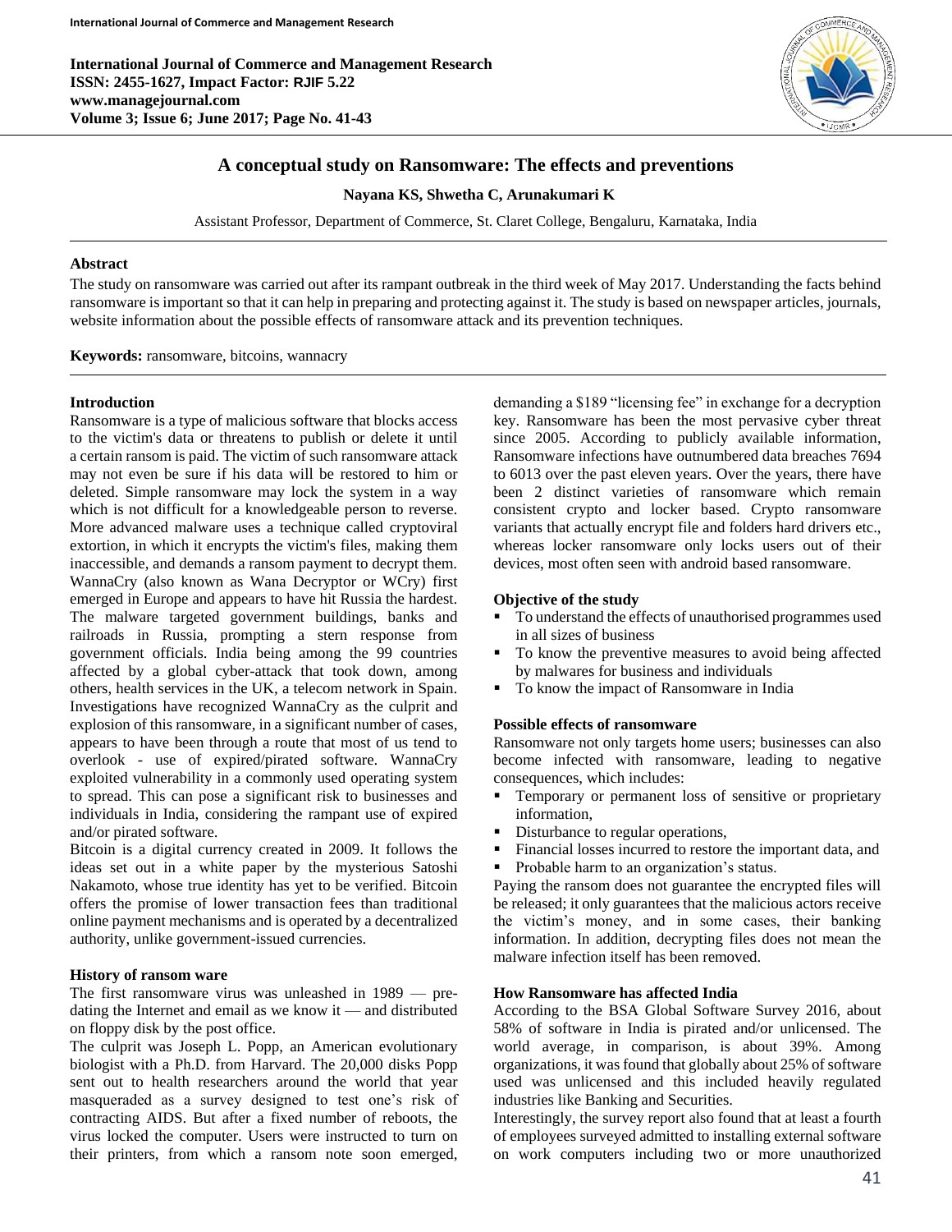# A conceptual study on Ransomware: The effects and preventions

**Nayana KS, Shwetha C, Arunakumari K**

Assistant Professor, Department of Commerce, St. Claret College, Bengaluru, Karnataka, India

## Abstract

The study on ransomware was carried out after its rampant outbreak in the third week of May 2017. Understanding the facts behind ransomware is important so that it can help in preparing and protecting against it. The study is based on newspaper articles, journals, website information about the possible effects of ransomware attack and its prevention techniques.

**Keywords:** ransomware, bitcoins, wannacry

## Introduction

Ransomware is a type of malicious software that blocks access to the victim's data or threatens to publish or delete it until a certain ransom is paid. The victim of such ransomware attack may not even be sure if his data will be restored to him or deleted. Simple ransomware may lock the system in a way which is not difficult for a knowledgeable person to reverse. More advanced malware uses a technique called cryptoviral extortion, in which it encrypts the victim's files, making them inaccessible, and demands a ransom payment to decrypt them. WannaCry (also known as Wana Decryptor or WCry) first emerged in Europe and appears to have hit Russia the hardest. The malware targeted government buildings, banks and railroads in Russia, prompting a stern response from government officials. India being among the 99 countries affected by a global cyber-attack that took down, among others, health services in the UK, a telecom network in Spain. Investigations have recognized WannaCry as the culprit and explosion of this ransomware, in a significant number of cases, appears to have been through a route that most of us tend to overlook - use of expired/pirated software. WannaCry exploited vulnerability in a commonly used operating system to spread. This can pose a significant risk to businesses and individuals in India, considering the rampant use of expired and/or pirated software.

Bitcoin is a digital currency created in 2009. It follows the ideas set out in a white paper by the mysterious Satoshi Nakamoto, whose true identity has yet to be verified. Bitcoin offers the promise of lower transaction fees than traditional online payment mechanisms and is operated by a decentralized authority, unlike government-issued currencies.

## History of ransom ware

The first ransomware virus was unleashed in 1989 — pre-dating the Internet and email as we know it — and distributed on floppy disk by the post office.

The culprit was Joseph L. Popp, an American evolutionary biologist with a Ph.D. from Harvard. The 20,000 disks Popp sent out to health researchers around the world that year masqueraded as a survey designed to test one's risk of contracting AIDS. But after a fixed number of reboots, the virus locked the computer. Users were instructed to turn on their printers, from which a ransom note soon emerged, demanding a $189 "licensing fee" in exchange for a decryption key. Ransomware has been the most pervasive cyber threat since 2005. According to publicly available information, Ransomware infections have outnumbered data breaches 7694 to 6013 over the past eleven years. Over the years, there have been 2 distinct varieties of ransomware which remain consistent crypto and locker based. Crypto ransomware variants that actually encrypt file and folders hard drivers etc., whereas locker ransomware only locks users out of their devices, most often seen with android based ransomware.

## Objective of the study

- To understand the effects of unauthorised programmes used in all sizes of business
- To know the preventive measures to avoid being affected by malwares for business and individuals
- To know the impact of Ransomware in India

## Possible effects of ransomware

Ransomware not only targets home users; businesses can also become infected with ransomware, leading to negative consequences, which includes:

- Temporary or permanent loss of sensitive or proprietary information,
- Disturbance to regular operations,
- Financial losses incurred to restore the important data, and
- Probable harm to an organization's status.

Paying the ransom does not guarantee the encrypted files will be released; it only guarantees that the malicious actors receive the victim's money, and in some cases, their banking information. In addition, decrypting files does not mean the malware infection itself has been removed.

## How Ransomware has affected India

According to the BSA Global Software Survey 2016, about 58% of software in India is pirated and/or unlicensed. The world average, in comparison, is about 39%. Among organizations, it was found that globally about 25% of software used was unlicensed and this included heavily regulated industries like Banking and Securities.

Interestingly, the survey report also found that at least a fourth of employees surveyed admitted to installing external software on work computers including two or more unauthorized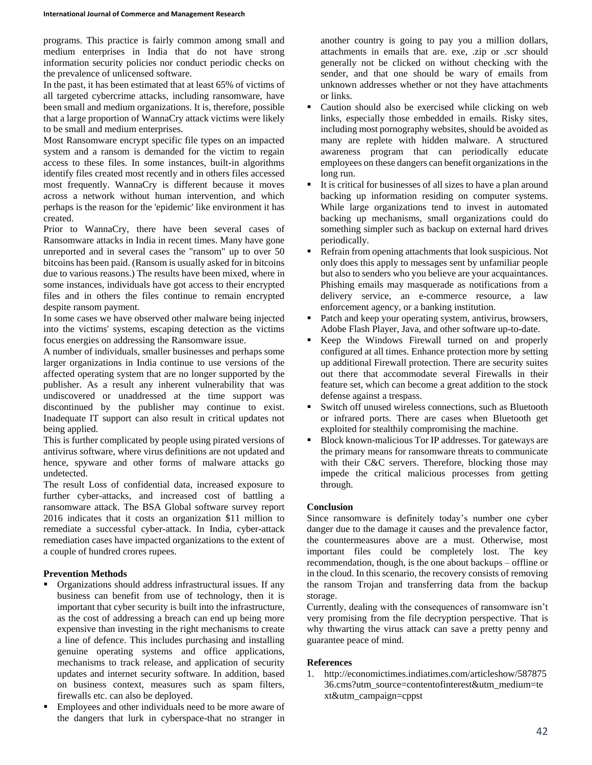programs. This practice is fairly common among small and medium enterprises in India that do not have strong information security policies nor conduct periodic checks on the prevalence of unlicensed software.

In the past, it has been estimated that at least 65% of victims of all targeted cybercrime attacks, including ransomware, have been small and medium organizations. It is, therefore, possible that a large proportion of WannaCry attack victims were likely to be small and medium enterprises.

Most Ransomware encrypt specific file types on an impacted system and a ransom is demanded for the victim to regain access to these files. In some instances, built-in algorithms identify files created most recently and in others files accessed most frequently. WannaCry is different because it moves across a network without human intervention, and which perhaps is the reason for the 'epidemic' like environment it has created.

Prior to WannaCry, there have been several cases of Ransomware attacks in India in recent times. Many have gone unreported and in several cases the "ransom" up to over 50 bitcoins has been paid. (Ransom is usually asked for in bitcoins due to various reasons.) The results have been mixed, where in some instances, individuals have got access to their encrypted files and in others the files continue to remain encrypted despite ransom payment.

In some cases we have observed other malware being injected into the victims' systems, escaping detection as the victims focus energies on addressing the Ransomware issue.

A number of individuals, smaller businesses and perhaps some larger organizations in India continue to use versions of the affected operating system that are no longer supported by the publisher. As a result any inherent vulnerability that was undiscovered or unaddressed at the time support was discontinued by the publisher may continue to exist. Inadequate IT support can also result in critical updates not being applied.

This is further complicated by people using pirated versions of antivirus software, where virus definitions are not updated and hence, spyware and other forms of malware attacks go undetected.

The result Loss of confidential data, increased exposure to further cyber-attacks, and increased cost of battling a ransomware attack. The BSA Global software survey report 2016 indicates that it costs an organization $11 million to remediate a successful cyber-attack. In India, cyber-attack remediation cases have impacted organizations to the extent of a couple of hundred crores rupees.

**Prevention Methods**

- Organizations should address infrastructural issues. If any business can benefit from use of technology, then it is important that cyber security is built into the infrastructure, as the cost of addressing a breach can end up being more expensive than investing in the right mechanisms to create a line of defence. This includes purchasing and installing genuine operating systems and office applications, mechanisms to track release, and application of security updates and internet security software. In addition, based on business context, measures such as spam filters, firewalls etc. can also be deployed.
- Employees and other individuals need to be more aware of the dangers that lurk in cyberspace-that no stranger in another country is going to pay you a million dollars, attachments in emails that are. exe, .zip or .scr should generally not be clicked on without checking with the sender, and that one should be wary of emails from unknown addresses whether or not they have attachments or links.
- Caution should also be exercised while clicking on web links, especially those embedded in emails. Risky sites, including most pornography websites, should be avoided as many are replete with hidden malware. A structured awareness program that can periodically educate employees on these dangers can benefit organizations in the long run.
- It is critical for businesses of all sizes to have a plan around backing up information residing on computer systems. While large organizations tend to invest in automated backing up mechanisms, small organizations could do something simpler such as backup on external hard drives periodically.
- Refrain from opening attachments that look suspicious. Not only does this apply to messages sent by unfamiliar people but also to senders who you believe are your acquaintances. Phishing emails may masquerade as notifications from a delivery service, an e-commerce resource, a law enforcement agency, or a banking institution.
- Patch and keep your operating system, antivirus, browsers, Adobe Flash Player, Java, and other software up-to-date.
- Keep the Windows Firewall turned on and properly configured at all times. Enhance protection more by setting up additional Firewall protection. There are security suites out there that accommodate several Firewalls in their feature set, which can become a great addition to the stock defense against a trespass.
- Switch off unused wireless connections, such as Bluetooth or infrared ports. There are cases when Bluetooth get exploited for stealthily compromising the machine.
- Block known-malicious Tor IP addresses. Tor gateways are the primary means for ransomware threats to communicate with their C&C servers. Therefore, blocking those may impede the critical malicious processes from getting through.

**Conclusion**

Since ransomware is definitely today's number one cyber danger due to the damage it causes and the prevalence factor, the countermeasures above are a must. Otherwise, most important files could be completely lost. The key recommendation, though, is the one about backups – offline or in the cloud. In this scenario, the recovery consists of removing the ransom Trojan and transferring data from the backup storage.

Currently, dealing with the consequences of ransomware isn't very promising from the file decryption perspective. That is why thwarting the virus attack can save a pretty penny and guarantee peace of mind.

**References**

1. http://economictimes.indiatimes.com/articleshow/58787536.cms?utm_source=contentofinterest&utm_medium=text&utm_campaign=cppst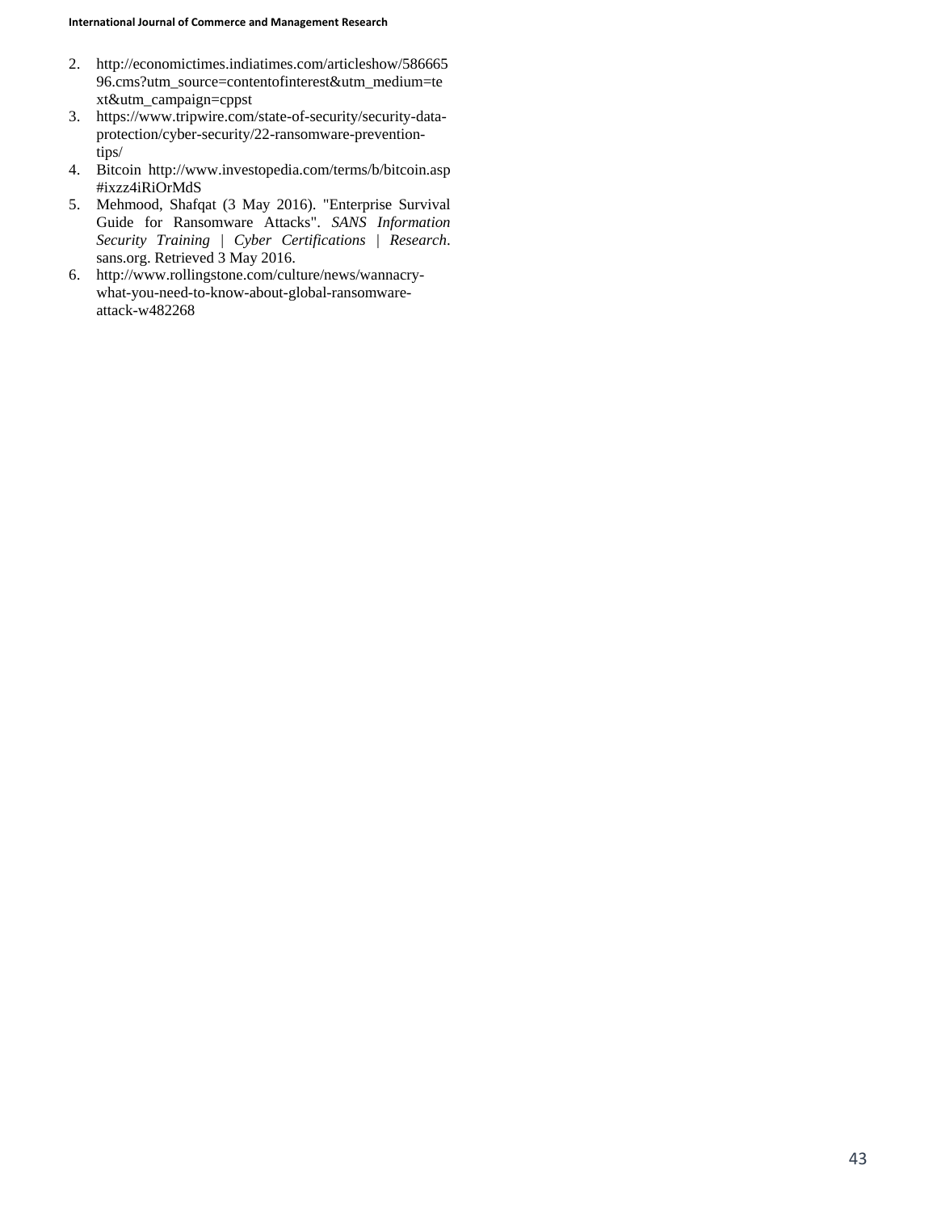2. http://economictimes.indiatimes.com/articleshow/58666596.cms?utm_source=contentofinterest&utm_medium=text&utm_campaign=cppst
3. https://www.tripwire.com/state-of-security/security-data-protection/cyber-security/22-ransomware-prevention-tips/
4. Bitcoin http://www.investopedia.com/terms/b/bitcoin.asp#ixzz4iRiOrMdS
5. Mehmood, Shafqat (3 May 2016). "Enterprise Survival Guide for Ransomware Attacks". *SANS Information Security Training | Cyber Certifications | Research*. sans.org. Retrieved 3 May 2016.
6. http://www.rollingstone.com/culture/news/wannacry-what-you-need-to-know-about-global-ransomware-attack-w482268